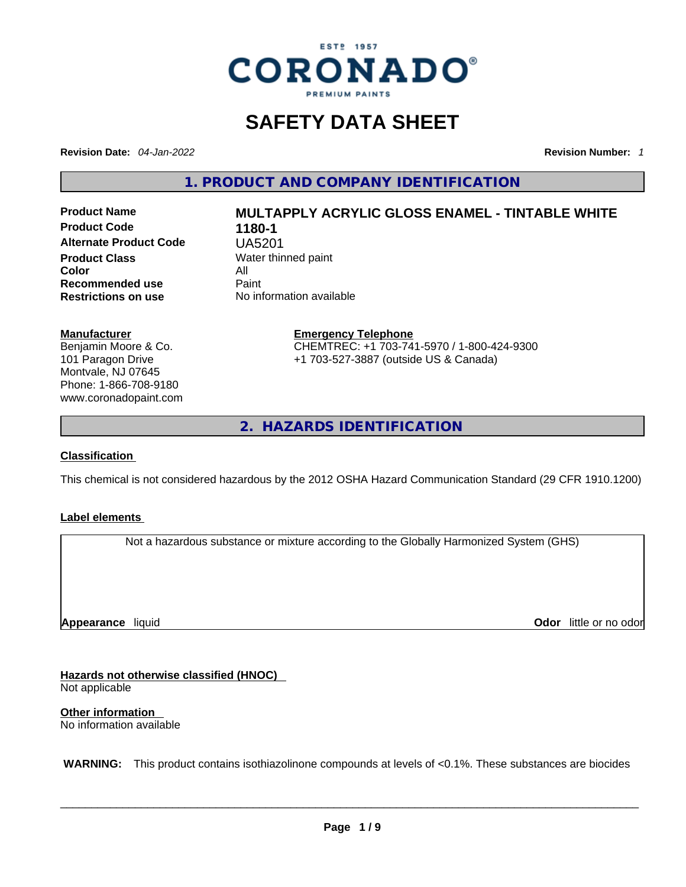ESTº 1957

CORONADO®

PREMIUM PAINTS

# SAFETY DATA SHEET

**Revision Date:** *04-Jan-2022* **Revision Number:** *1*

## 1. PRODUCT AND COMPANY IDENTIFICATION

| | |
|---|---|
| **Product Name** | **MULTAPPLY ACRYLIC GLOSS ENAMEL - TINTABLE WHITE** |
| **Product Code** | **1180-1** |
| **Alternate Product Code** | UA5201 |
| **Product Class** | Water thinned paint |
| **Color** | All |
| **Recommended use** | Paint |
| **Restrictions on use** | No information available |

**Manufacturer**
Benjamin Moore & Co.
101 Paragon Drive
Montvale, NJ 07645
Phone: 1-866-708-9180
www.coronadopaint.com

**Emergency Telephone**
CHEMTREC: +1 703-741-5970 / 1-800-424-9300
+1 703-527-3887 (outside US & Canada)

## 2. HAZARDS IDENTIFICATION

**Classification**

This chemical is not considered hazardous by the 2012 OSHA Hazard Communication Standard (29 CFR 1910.1200)

**Label elements**

Not a hazardous substance or mixture according to the Globally Harmonized System (GHS)

**Appearance** liquid **Odor** little or no odor

**Hazards not otherwise classified (HNOC)**
Not applicable

**Other information**
No information available

**WARNING:** This product contains isothiazolinone compounds at levels of <0.1%. These substances are biocides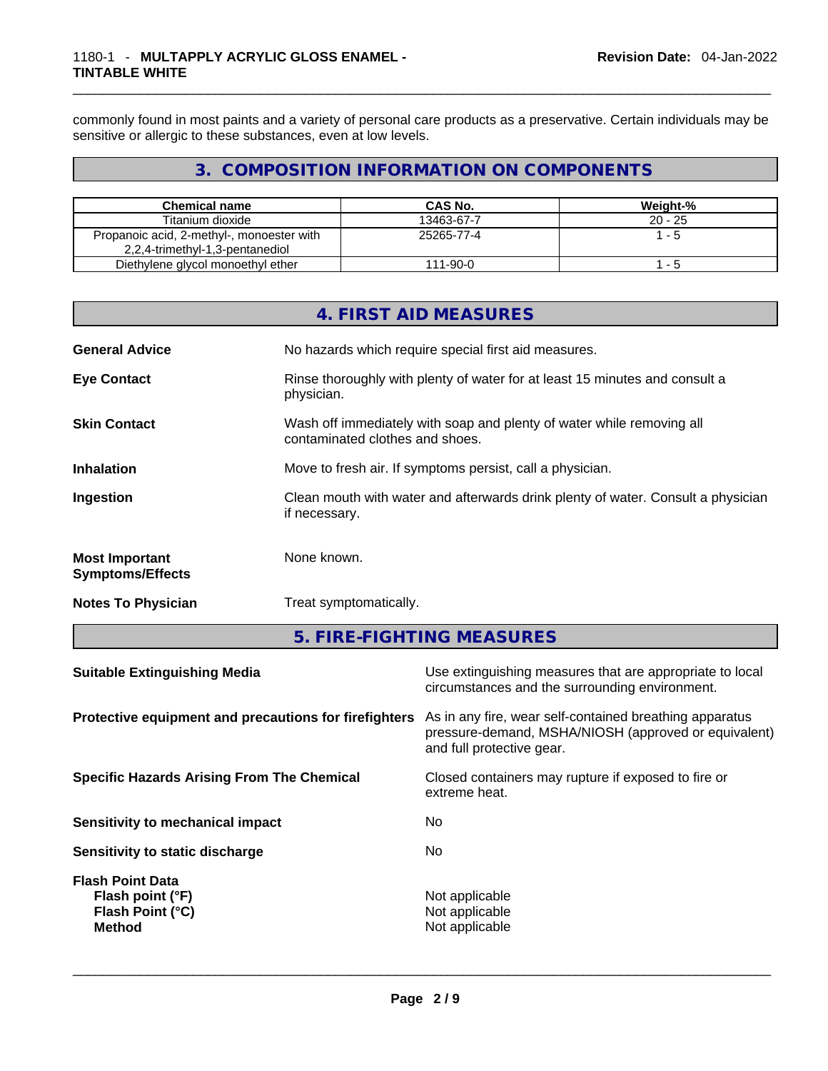commonly found in most paints and a variety of personal care products as a preservative. Certain individuals may be sensitive or allergic to these substances, even at low levels.

## 3. COMPOSITION INFORMATION ON COMPONENTS

| Chemical name | CAS No. | Weight-% |
| --- | --- | --- |
| Titanium dioxide | 13463-67-7 | 20 - 25 |
| Propanoic acid, 2-methyl-, monoester with 2,2,4-trimethyl-1,3-pentanediol | 25265-77-4 | 1 - 5 |
| Diethylene glycol monoethyl ether | 111-90-0 | 1 - 5 |

## 4. FIRST AID MEASURES

**General Advice** No hazards which require special first aid measures.

**Eye Contact** Rinse thoroughly with plenty of water for at least 15 minutes and consult a physician.

**Skin Contact** Wash off immediately with soap and plenty of water while removing all contaminated clothes and shoes.

**Inhalation** Move to fresh air. If symptoms persist, call a physician.

**Ingestion** Clean mouth with water and afterwards drink plenty of water. Consult a physician if necessary.

**Most Important Symptoms/Effects** None known.

**Notes To Physician** Treat symptomatically.

## 5. FIRE-FIGHTING MEASURES

**Suitable Extinguishing Media** Use extinguishing measures that are appropriate to local circumstances and the surrounding environment.

**Protective equipment and precautions for firefighters** As in any fire, wear self-contained breathing apparatus pressure-demand, MSHA/NIOSH (approved or equivalent) and full protective gear.

**Specific Hazards Arising From The Chemical** Closed containers may rupture if exposed to fire or extreme heat.

**Sensitivity to mechanical impact** No

**Sensitivity to static discharge** No

**Flash Point Data**
**Flash point (°F)** Not applicable
**Flash Point (°C)** Not applicable
**Method** Not applicable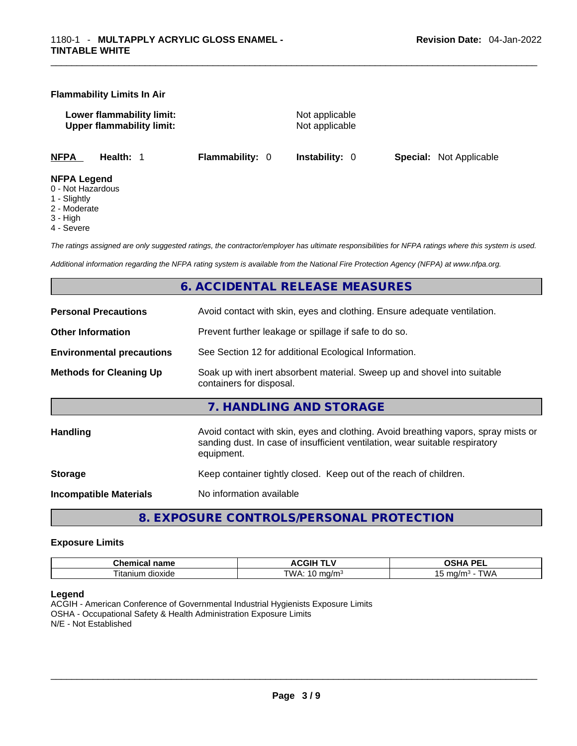### Flammability Limits In Air

**Lower flammability limit:** Not applicable
**Upper flammability limit:** Not applicable

| NFPA | Health: 1 | Flammability: 0 | Instability: 0 | Special: Not Applicable |
|---|---|---|---|---|

**NFPA Legend**
0 - Not Hazardous
1 - Slightly
2 - Moderate
3 - High
4 - Severe

*The ratings assigned are only suggested ratings, the contractor/employer has ultimate responsibilities for NFPA ratings where this system is used.*

*Additional information regarding the NFPA rating system is available from the National Fire Protection Agency (NFPA) at www.nfpa.org.*

## 6. ACCIDENTAL RELEASE MEASURES

| | |
|---|---|
| **Personal Precautions** | Avoid contact with skin, eyes and clothing. Ensure adequate ventilation. |
| **Other Information** | Prevent further leakage or spillage if safe to do so. |
| **Environmental precautions** | See Section 12 for additional Ecological Information. |
| **Methods for Cleaning Up** | Soak up with inert absorbent material. Sweep up and shovel into suitable containers for disposal. |

## 7. HANDLING AND STORAGE

| | |
|---|---|
| **Handling** | Avoid contact with skin, eyes and clothing. Avoid breathing vapors, spray mists or sanding dust. In case of insufficient ventilation, wear suitable respiratory equipment. |
| **Storage** | Keep container tightly closed. Keep out of the reach of children. |
| **Incompatible Materials** | No information available |

## 8. EXPOSURE CONTROLS/PERSONAL PROTECTION

### Exposure Limits

| Chemical name | ACGIH TLV | OSHA PEL |
|---|---|---|
| Titanium dioxide | TWA: 10 mg/m³ | 15 mg/m³ - TWA |

**Legend**
ACGIH - American Conference of Governmental Industrial Hygienists Exposure Limits
OSHA - Occupational Safety & Health Administration Exposure Limits
N/E - Not Established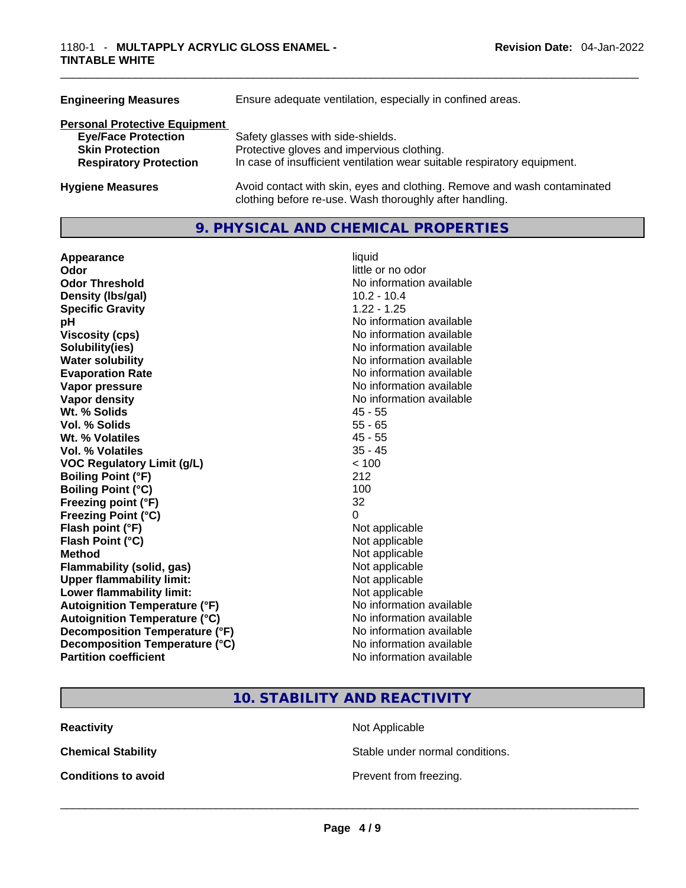**Engineering Measures** Ensure adequate ventilation, especially in confined areas.

**Personal Protective Equipment**

| | |
|---|---|
| **Eye/Face Protection** | Safety glasses with side-shields. |
| **Skin Protection** | Protective gloves and impervious clothing. |
| **Respiratory Protection** | In case of insufficient ventilation wear suitable respiratory equipment. |

**Hygiene Measures** Avoid contact with skin, eyes and clothing. Remove and wash contaminated clothing before re-use. Wash thoroughly after handling.

## 9. PHYSICAL AND CHEMICAL PROPERTIES

| | |
|---|---|
| **Appearance** | liquid |
| **Odor** | little or no odor |
| **Odor Threshold** | No information available |
| **Density (lbs/gal)** | 10.2 - 10.4 |
| **Specific Gravity** | 1.22 - 1.25 |
| **pH** | No information available |
| **Viscosity (cps)** | No information available |
| **Solubility(ies)** | No information available |
| **Water solubility** | No information available |
| **Evaporation Rate** | No information available |
| **Vapor pressure** | No information available |
| **Vapor density** | No information available |
| **Wt. % Solids** | 45 - 55 |
| **Vol. % Solids** | 55 - 65 |
| **Wt. % Volatiles** | 45 - 55 |
| **Vol. % Volatiles** | 35 - 45 |
| **VOC Regulatory Limit (g/L)** | < 100 |
| **Boiling Point (°F)** | 212 |
| **Boiling Point (°C)** | 100 |
| **Freezing point (°F)** | 32 |
| **Freezing Point (°C)** | 0 |
| **Flash point (°F)** | Not applicable |
| **Flash Point (°C)** | Not applicable |
| **Method** | Not applicable |
| **Flammability (solid, gas)** | Not applicable |
| **Upper flammability limit:** | Not applicable |
| **Lower flammability limit:** | Not applicable |
| **Autoignition Temperature (°F)** | No information available |
| **Autoignition Temperature (°C)** | No information available |
| **Decomposition Temperature (°F)** | No information available |
| **Decomposition Temperature (°C)** | No information available |
| **Partition coefficient** | No information available |

## 10. STABILITY AND REACTIVITY

| | |
|---|---|
| **Reactivity** | Not Applicable |
| **Chemical Stability** | Stable under normal conditions. |
| **Conditions to avoid** | Prevent from freezing. |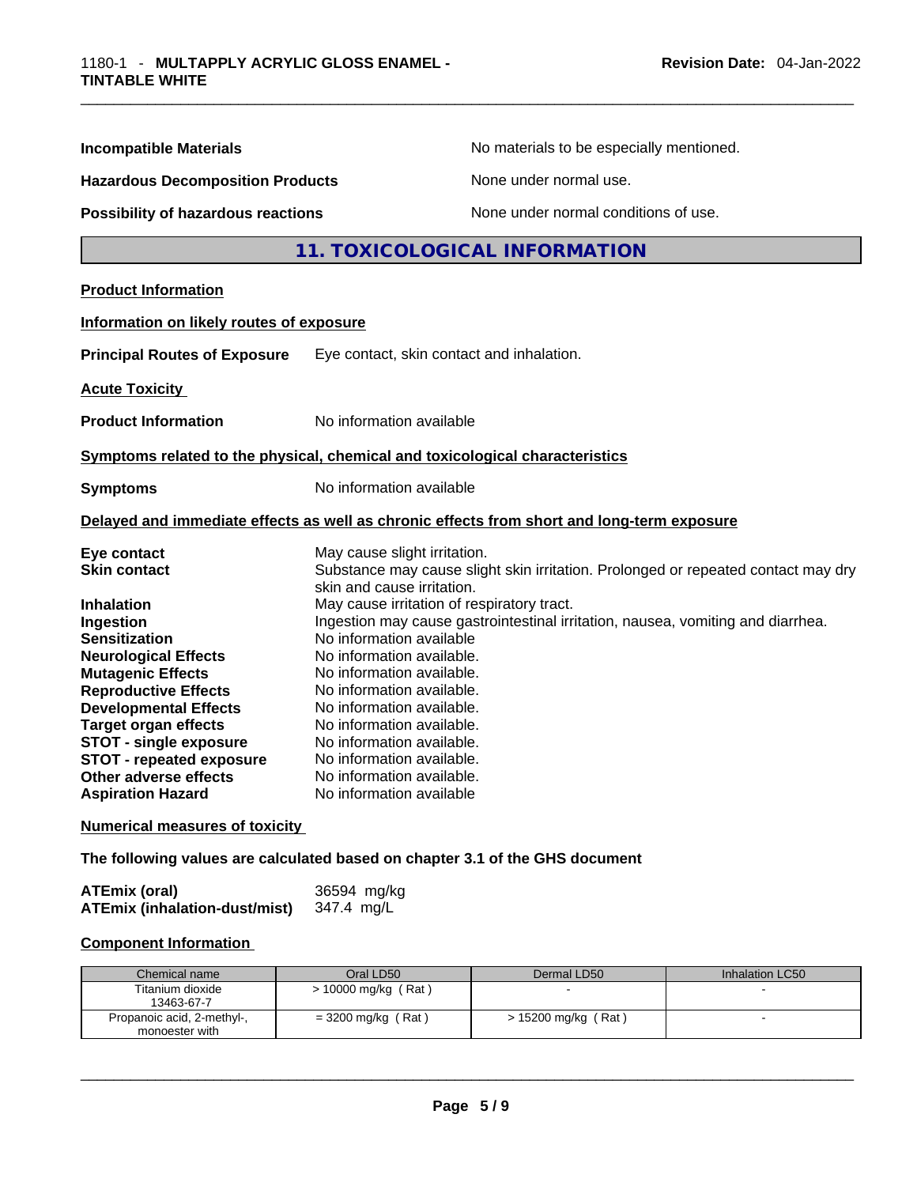**Incompatible Materials** No materials to be especially mentioned.

**Hazardous Decomposition Products** None under normal use.

**Possibility of hazardous reactions** None under normal conditions of use.

## 11. TOXICOLOGICAL INFORMATION

**Product Information**

**Information on likely routes of exposure**

**Principal Routes of Exposure** Eye contact, skin contact and inhalation.

**Acute Toxicity**

**Product Information** No information available

**Symptoms related to the physical, chemical and toxicological characteristics**

**Symptoms** No information available

**Delayed and immediate effects as well as chronic effects from short and long-term exposure**

**Eye contact** May cause slight irritation.
**Skin contact** Substance may cause slight skin irritation. Prolonged or repeated contact may dry skin and cause irritation.
**Inhalation** May cause irritation of respiratory tract.
**Ingestion** Ingestion may cause gastrointestinal irritation, nausea, vomiting and diarrhea.
**Sensitization** No information available
**Neurological Effects** No information available.
**Mutagenic Effects** No information available.
**Reproductive Effects** No information available.
**Developmental Effects** No information available.
**Target organ effects** No information available.
**STOT - single exposure** No information available.
**STOT - repeated exposure** No information available.
**Other adverse effects** No information available.
**Aspiration Hazard** No information available

**Numerical measures of toxicity**

**The following values are calculated based on chapter 3.1 of the GHS document**

**ATEmix (oral)** 36594 mg/kg
**ATEmix (inhalation-dust/mist)** 347.4 mg/L

**Component Information**

| Chemical name | Oral LD50 | Dermal LD50 | Inhalation LC50 |
|---|---|---|---|
| Titanium dioxide 13463-67-7 | > 10000 mg/kg ( Rat ) | - | - |
| Propanoic acid, 2-methyl-, monoester with | = 3200 mg/kg ( Rat ) | > 15200 mg/kg ( Rat ) | - |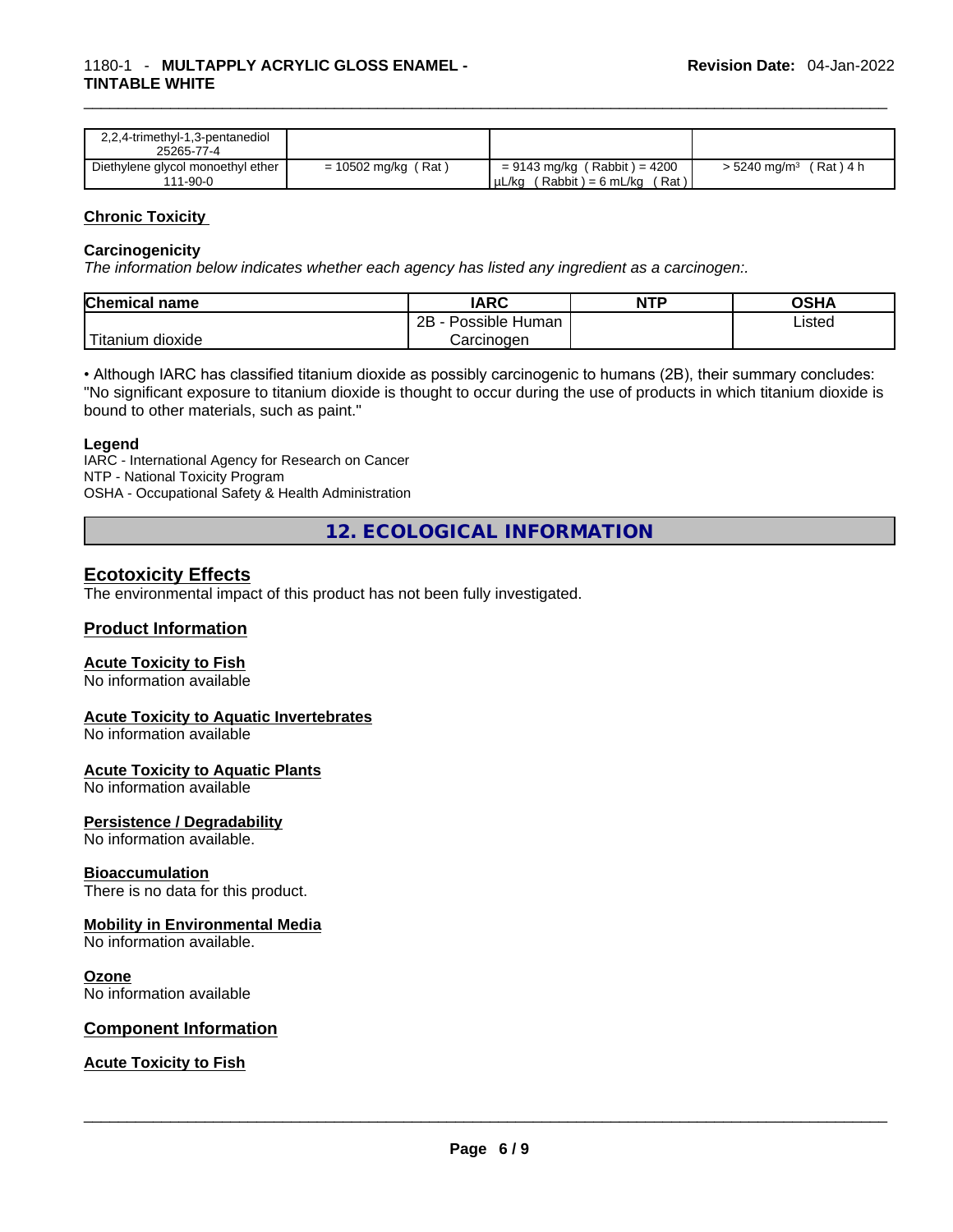| | | | |
|---|---|---|---|
| 2,2,4-trimethyl-1,3-pentanediol 25265-77-4 | | | |
| Diethylene glycol monoethyl ether 111-90-0 | = 10502 mg/kg ( Rat ) | = 9143 mg/kg ( Rabbit ) = 4200 µL/kg ( Rabbit ) = 6 mL/kg ( Rat ) | > 5240 mg/m³ ( Rat ) 4 h |

## Chronic Toxicity

**Carcinogenicity**

*The information below indicates whether each agency has listed any ingredient as a carcinogen:.*

| Chemical name | IARC | NTP | OSHA |
|---|---|---|---|
| Titanium dioxide | 2B - Possible Human Carcinogen | | Listed |

• Although IARC has classified titanium dioxide as possibly carcinogenic to humans (2B), their summary concludes: "No significant exposure to titanium dioxide is thought to occur during the use of products in which titanium dioxide is bound to other materials, such as paint."

**Legend**

IARC - International Agency for Research on Cancer
NTP - National Toxicity Program
OSHA - Occupational Safety & Health Administration

# 12. ECOLOGICAL INFORMATION

## Ecotoxicity Effects

The environmental impact of this product has not been fully investigated.

## Product Information

**Acute Toxicity to Fish**

No information available

**Acute Toxicity to Aquatic Invertebrates**

No information available

**Acute Toxicity to Aquatic Plants**

No information available

**Persistence / Degradability**

No information available.

**Bioaccumulation**

There is no data for this product.

**Mobility in Environmental Media**

No information available.

**Ozone**

No information available

## Component Information

**Acute Toxicity to Fish**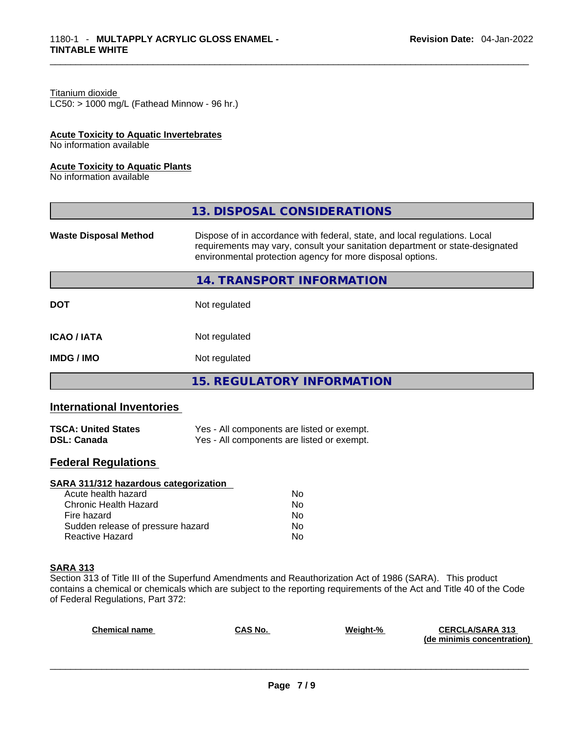Titanium dioxide
LC50: > 1000 mg/L (Fathead Minnow - 96 hr.)

**Acute Toxicity to Aquatic Invertebrates**
No information available

**Acute Toxicity to Aquatic Plants**
No information available

## 13. DISPOSAL CONSIDERATIONS

| | |
|---|---|
| **Waste Disposal Method** | Dispose of in accordance with federal, state, and local regulations. Local requirements may vary, consult your sanitation department or state-designated environmental protection agency for more disposal options. |

## 14. TRANSPORT INFORMATION

| | |
|---|---|
| **DOT** | Not regulated |
| **ICAO / IATA** | Not regulated |
| **IMDG / IMO** | Not regulated |

## 15. REGULATORY INFORMATION

### International Inventories

| | |
|---|---|
| **TSCA: United States** | Yes - All components are listed or exempt. |
| **DSL: Canada** | Yes - All components are listed or exempt. |

### Federal Regulations

**SARA 311/312 hazardous categorization**

| | |
|---|---|
| Acute health hazard | No |
| Chronic Health Hazard | No |
| Fire hazard | No |
| Sudden release of pressure hazard | No |
| Reactive Hazard | No |

**SARA 313**

Section 313 of Title III of the Superfund Amendments and Reauthorization Act of 1986 (SARA). This product contains a chemical or chemicals which are subject to the reporting requirements of the Act and Title 40 of the Code of Federal Regulations, Part 372:

| Chemical name | CAS No. | Weight-% | CERCLA/SARA 313 (de minimis concentration) |
|---|---|---|---|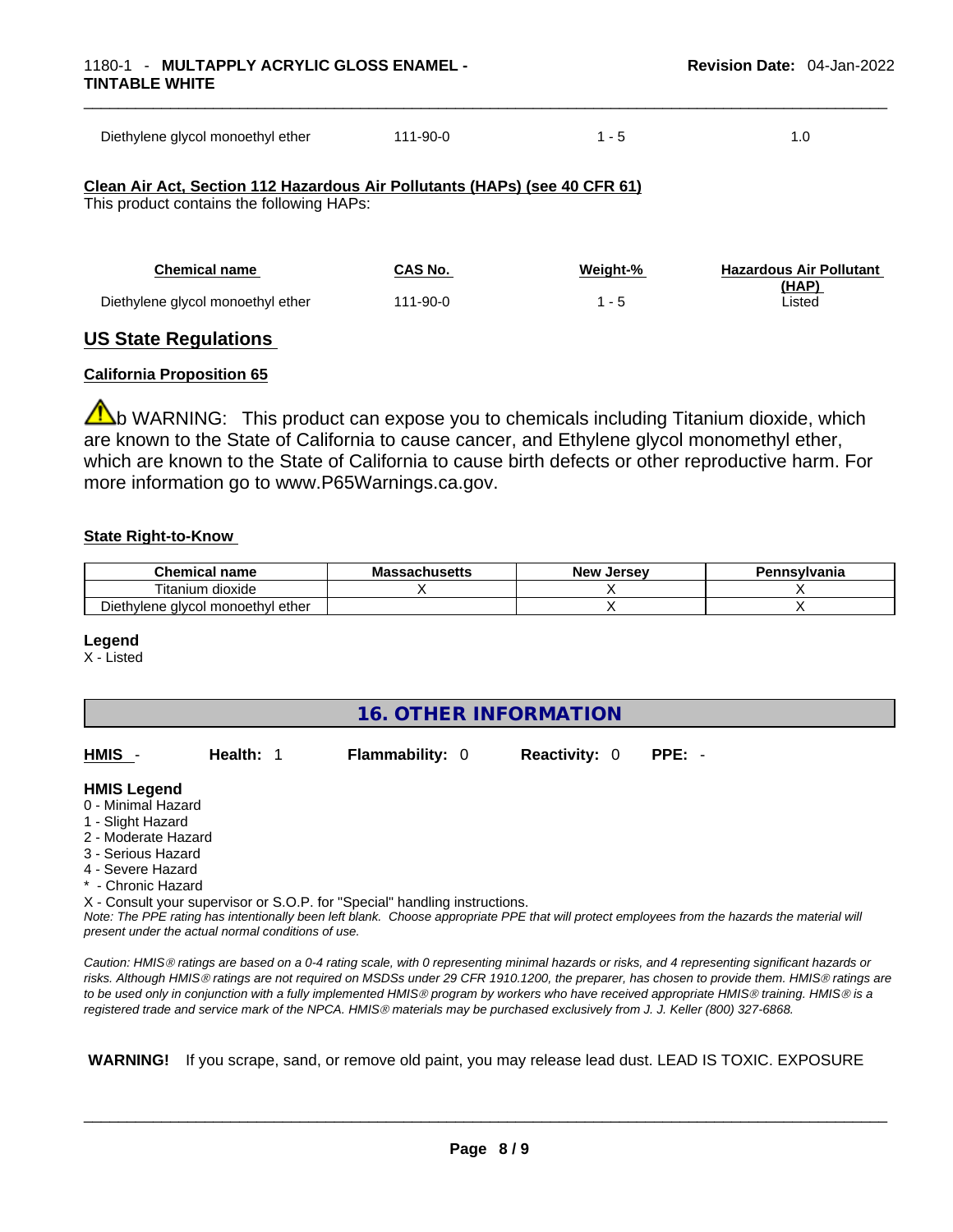| | | | |
|---|---|---|---|
| Diethylene glycol monoethyl ether | 111-90-0 | 1 - 5 | 1.0 |

**Clean Air Act, Section 112 Hazardous Air Pollutants (HAPs) (see 40 CFR 61)**

This product contains the following HAPs:

| Chemical name | CAS No. | Weight-% | Hazardous Air Pollutant (HAP) |
|---|---|---|---|
| Diethylene glycol monoethyl ether | 111-90-0 | 1 - 5 | Listed |

## US State Regulations

**California Proposition 65**

⚠b WARNING: This product can expose you to chemicals including Titanium dioxide, which are known to the State of California to cause cancer, and Ethylene glycol monomethyl ether, which are known to the State of California to cause birth defects or other reproductive harm. For more information go to www.P65Warnings.ca.gov.

**State Right-to-Know**

| Chemical name | Massachusetts | New Jersey | Pennsylvania |
|---|---|---|---|
| Titanium dioxide | X | X | X |
| Diethylene glycol monoethyl ether | | X | X |

**Legend**

X - Listed

## 16. OTHER INFORMATION

**HMIS** - **Health:** 1 **Flammability:** 0 **Reactivity:** 0 **PPE:** -

**HMIS Legend**

0 - Minimal Hazard
1 - Slight Hazard
2 - Moderate Hazard
3 - Serious Hazard
4 - Severe Hazard
* - Chronic Hazard
X - Consult your supervisor or S.O.P. for "Special" handling instructions.

*Note: The PPE rating has intentionally been left blank. Choose appropriate PPE that will protect employees from the hazards the material will present under the actual normal conditions of use.*

*Caution: HMIS® ratings are based on a 0-4 rating scale, with 0 representing minimal hazards or risks, and 4 representing significant hazards or risks. Although HMIS® ratings are not required on MSDSs under 29 CFR 1910.1200, the preparer, has chosen to provide them. HMIS® ratings are to be used only in conjunction with a fully implemented HMIS® program by workers who have received appropriate HMIS® training. HMIS® is a registered trade and service mark of the NPCA. HMIS® materials may be purchased exclusively from J. J. Keller (800) 327-6868.*

**WARNING!** If you scrape, sand, or remove old paint, you may release lead dust. LEAD IS TOXIC. EXPOSURE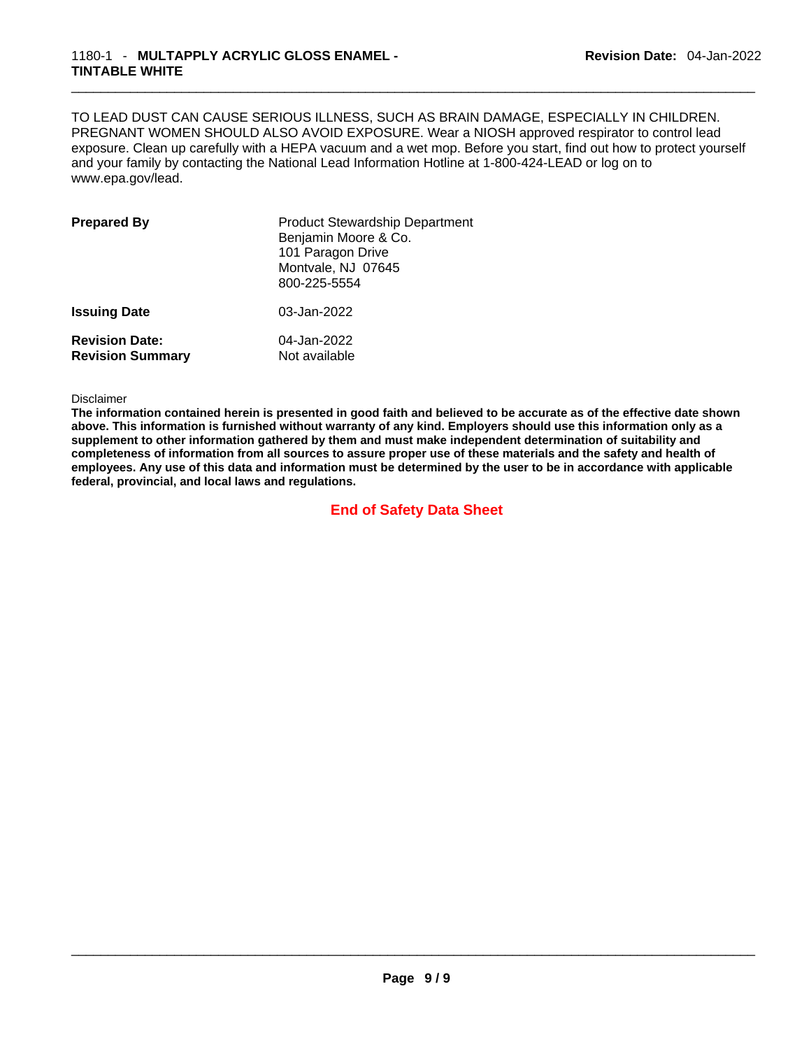TO LEAD DUST CAN CAUSE SERIOUS ILLNESS, SUCH AS BRAIN DAMAGE, ESPECIALLY IN CHILDREN. PREGNANT WOMEN SHOULD ALSO AVOID EXPOSURE. Wear a NIOSH approved respirator to control lead exposure. Clean up carefully with a HEPA vacuum and a wet mop. Before you start, find out how to protect yourself and your family by contacting the National Lead Information Hotline at 1-800-424-LEAD or log on to www.epa.gov/lead.

| | |
|---|---|
| **Prepared By** | Product Stewardship Department<br>Benjamin Moore & Co.<br>101 Paragon Drive<br>Montvale, NJ 07645<br>800-225-5554 |
| **Issuing Date** | 03-Jan-2022 |
| **Revision Date:** | 04-Jan-2022 |
| **Revision Summary** | Not available |

Disclaimer

**The information contained herein is presented in good faith and believed to be accurate as of the effective date shown above. This information is furnished without warranty of any kind. Employers should use this information only as a supplement to other information gathered by them and must make independent determination of suitability and completeness of information from all sources to assure proper use of these materials and the safety and health of employees. Any use of this data and information must be determined by the user to be in accordance with applicable federal, provincial, and local laws and regulations.**

**End of Safety Data Sheet**